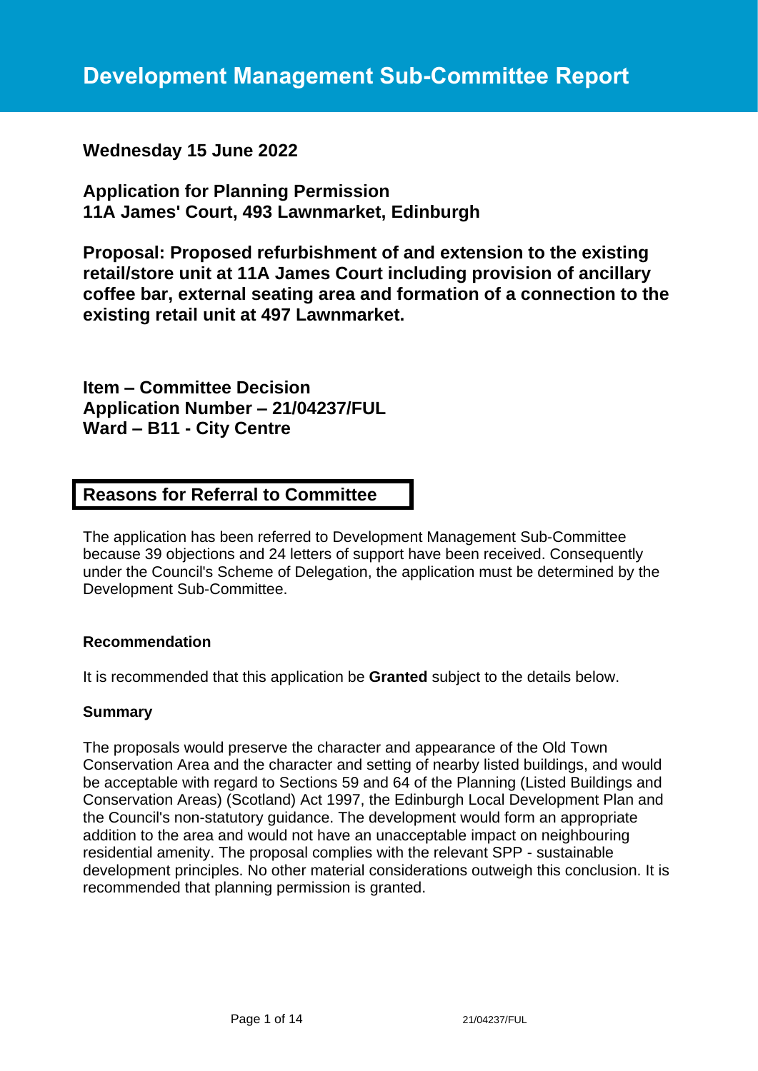# Development Management Sub-Committee Report

**Wednesday 15 June 2022**

**Application for Planning Permission**
**11A James' Court, 493 Lawnmarket, Edinburgh**

**Proposal: Proposed refurbishment of and extension to the existing retail/store unit at 11A James Court including provision of ancillary coffee bar, external seating area and formation of a connection to the existing retail unit at 497 Lawnmarket.**

**Item – Committee Decision**
**Application Number – 21/04237/FUL**
**Ward – B11 - City Centre**

## Reasons for Referral to Committee

The application has been referred to Development Management Sub-Committee because 39 objections and 24 letters of support have been received. Consequently under the Council's Scheme of Delegation, the application must be determined by the Development Sub-Committee.

### Recommendation

It is recommended that this application be **Granted** subject to the details below.

### Summary

The proposals would preserve the character and appearance of the Old Town Conservation Area and the character and setting of nearby listed buildings, and would be acceptable with regard to Sections 59 and 64 of the Planning (Listed Buildings and Conservation Areas) (Scotland) Act 1997, the Edinburgh Local Development Plan and the Council's non-statutory guidance. The development would form an appropriate addition to the area and would not have an unacceptable impact on neighbouring residential amenity. The proposal complies with the relevant SPP - sustainable development principles. No other material considerations outweigh this conclusion. It is recommended that planning permission is granted.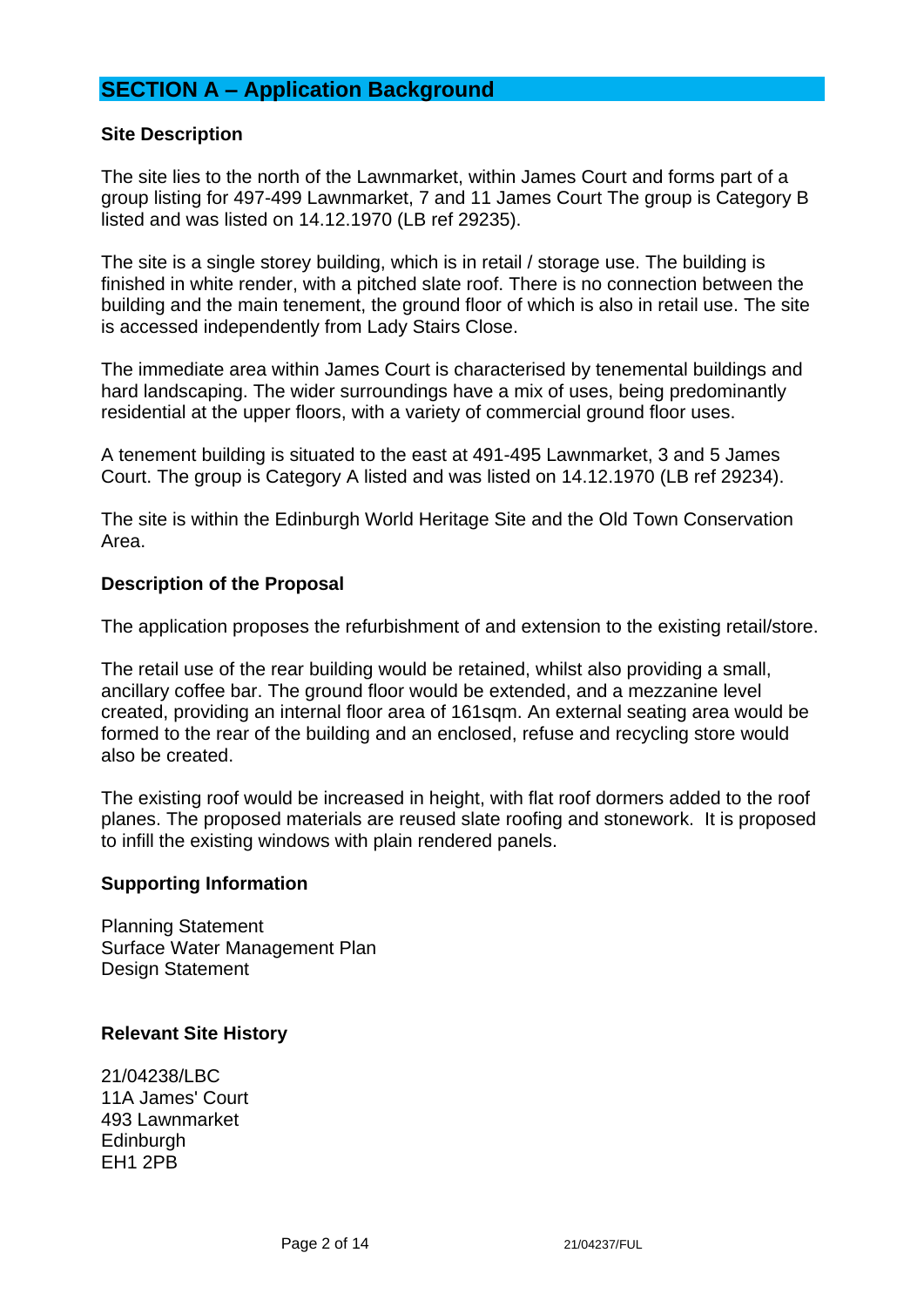## SECTION A – Application Background

### Site Description

The site lies to the north of the Lawnmarket, within James Court and forms part of a group listing for 497-499 Lawnmarket, 7 and 11 James Court The group is Category B listed and was listed on 14.12.1970 (LB ref 29235).

The site is a single storey building, which is in retail / storage use. The building is finished in white render, with a pitched slate roof. There is no connection between the building and the main tenement, the ground floor of which is also in retail use. The site is accessed independently from Lady Stairs Close.

The immediate area within James Court is characterised by tenemental buildings and hard landscaping. The wider surroundings have a mix of uses, being predominantly residential at the upper floors, with a variety of commercial ground floor uses.

A tenement building is situated to the east at 491-495 Lawnmarket, 3 and 5 James Court. The group is Category A listed and was listed on 14.12.1970 (LB ref 29234).

The site is within the Edinburgh World Heritage Site and the Old Town Conservation Area.

### Description of the Proposal

The application proposes the refurbishment of and extension to the existing retail/store.

The retail use of the rear building would be retained, whilst also providing a small, ancillary coffee bar. The ground floor would be extended, and a mezzanine level created, providing an internal floor area of 161sqm. An external seating area would be formed to the rear of the building and an enclosed, refuse and recycling store would also be created.

The existing roof would be increased in height, with flat roof dormers added to the roof planes. The proposed materials are reused slate roofing and stonework. It is proposed to infill the existing windows with plain rendered panels.

### Supporting Information

Planning Statement
Surface Water Management Plan
Design Statement

### Relevant Site History

21/04238/LBC
11A James' Court
493 Lawnmarket
Edinburgh
EH1 2PB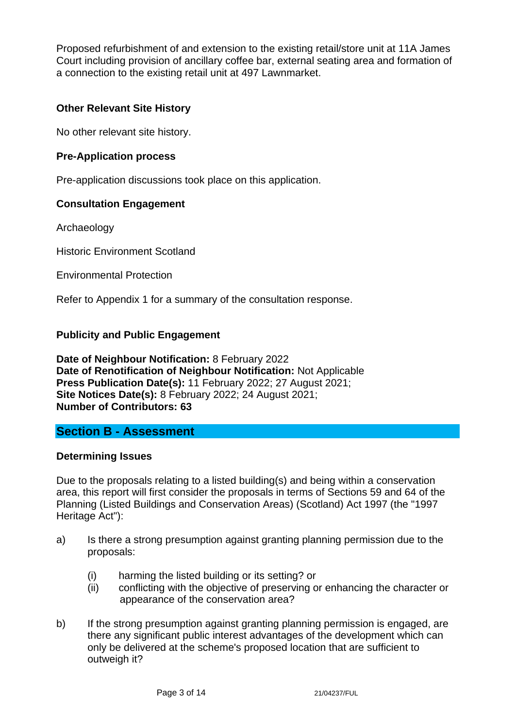Proposed refurbishment of and extension to the existing retail/store unit at 11A James Court including provision of ancillary coffee bar, external seating area and formation of a connection to the existing retail unit at 497 Lawnmarket.

**Other Relevant Site History**

No other relevant site history.

**Pre-Application process**

Pre-application discussions took place on this application.

**Consultation Engagement**

Archaeology

Historic Environment Scotland

Environmental Protection

Refer to Appendix 1 for a summary of the consultation response.

**Publicity and Public Engagement**

**Date of Neighbour Notification:** 8 February 2022
**Date of Renotification of Neighbour Notification:** Not Applicable
**Press Publication Date(s):** 11 February 2022; 27 August 2021;
**Site Notices Date(s):** 8 February 2022; 24 August 2021;
**Number of Contributors: 63**

## Section B - Assessment

**Determining Issues**

Due to the proposals relating to a listed building(s) and being within a conservation area, this report will first consider the proposals in terms of Sections 59 and 64 of the Planning (Listed Buildings and Conservation Areas) (Scotland) Act 1997 (the "1997 Heritage Act"):

a) Is there a strong presumption against granting planning permission due to the proposals:

   (i) harming the listed building or its setting? or
   (ii) conflicting with the objective of preserving or enhancing the character or appearance of the conservation area?

b) If the strong presumption against granting planning permission is engaged, are there any significant public interest advantages of the development which can only be delivered at the scheme's proposed location that are sufficient to outweigh it?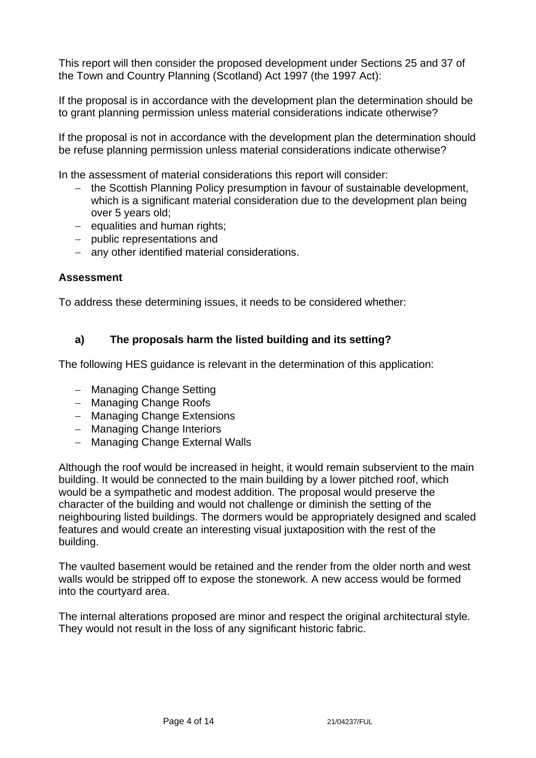This report will then consider the proposed development under Sections 25 and 37 of the Town and Country Planning (Scotland) Act 1997 (the 1997 Act):

If the proposal is in accordance with the development plan the determination should be to grant planning permission unless material considerations indicate otherwise?

If the proposal is not in accordance with the development plan the determination should be refuse planning permission unless material considerations indicate otherwise?

In the assessment of material considerations this report will consider:

- the Scottish Planning Policy presumption in favour of sustainable development, which is a significant material consideration due to the development plan being over 5 years old;
- equalities and human rights;
- public representations and
- any other identified material considerations.

**Assessment**

To address these determining issues, it needs to be considered whether:

**a) The proposals harm the listed building and its setting?**

The following HES guidance is relevant in the determination of this application:

- Managing Change Setting
- Managing Change Roofs
- Managing Change Extensions
- Managing Change Interiors
- Managing Change External Walls

Although the roof would be increased in height, it would remain subservient to the main building. It would be connected to the main building by a lower pitched roof, which would be a sympathetic and modest addition. The proposal would preserve the character of the building and would not challenge or diminish the setting of the neighbouring listed buildings. The dormers would be appropriately designed and scaled features and would create an interesting visual juxtaposition with the rest of the building.

The vaulted basement would be retained and the render from the older north and west walls would be stripped off to expose the stonework. A new access would be formed into the courtyard area.

The internal alterations proposed are minor and respect the original architectural style. They would not result in the loss of any significant historic fabric.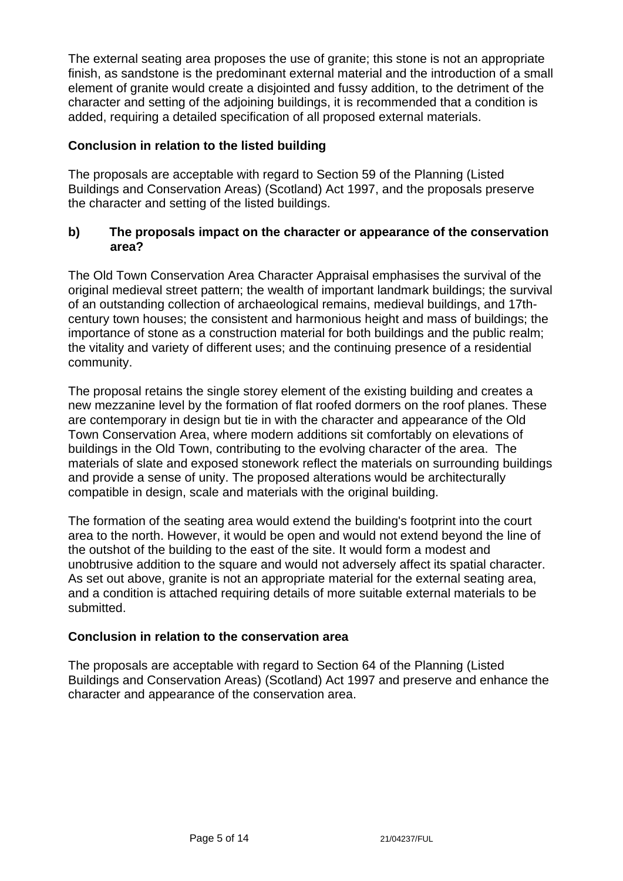The external seating area proposes the use of granite; this stone is not an appropriate finish, as sandstone is the predominant external material and the introduction of a small element of granite would create a disjointed and fussy addition, to the detriment of the character and setting of the adjoining buildings, it is recommended that a condition is added, requiring a detailed specification of all proposed external materials.

**Conclusion in relation to the listed building**

The proposals are acceptable with regard to Section 59 of the Planning (Listed Buildings and Conservation Areas) (Scotland) Act 1997, and the proposals preserve the character and setting of the listed buildings.

**b) The proposals impact on the character or appearance of the conservation area?**

The Old Town Conservation Area Character Appraisal emphasises the survival of the original medieval street pattern; the wealth of important landmark buildings; the survival of an outstanding collection of archaeological remains, medieval buildings, and 17th-century town houses; the consistent and harmonious height and mass of buildings; the importance of stone as a construction material for both buildings and the public realm; the vitality and variety of different uses; and the continuing presence of a residential community.

The proposal retains the single storey element of the existing building and creates a new mezzanine level by the formation of flat roofed dormers on the roof planes. These are contemporary in design but tie in with the character and appearance of the Old Town Conservation Area, where modern additions sit comfortably on elevations of buildings in the Old Town, contributing to the evolving character of the area. The materials of slate and exposed stonework reflect the materials on surrounding buildings and provide a sense of unity. The proposed alterations would be architecturally compatible in design, scale and materials with the original building.

The formation of the seating area would extend the building's footprint into the court area to the north. However, it would be open and would not extend beyond the line of the outshot of the building to the east of the site. It would form a modest and unobtrusive addition to the square and would not adversely affect its spatial character. As set out above, granite is not an appropriate material for the external seating area, and a condition is attached requiring details of more suitable external materials to be submitted.

**Conclusion in relation to the conservation area**

The proposals are acceptable with regard to Section 64 of the Planning (Listed Buildings and Conservation Areas) (Scotland) Act 1997 and preserve and enhance the character and appearance of the conservation area.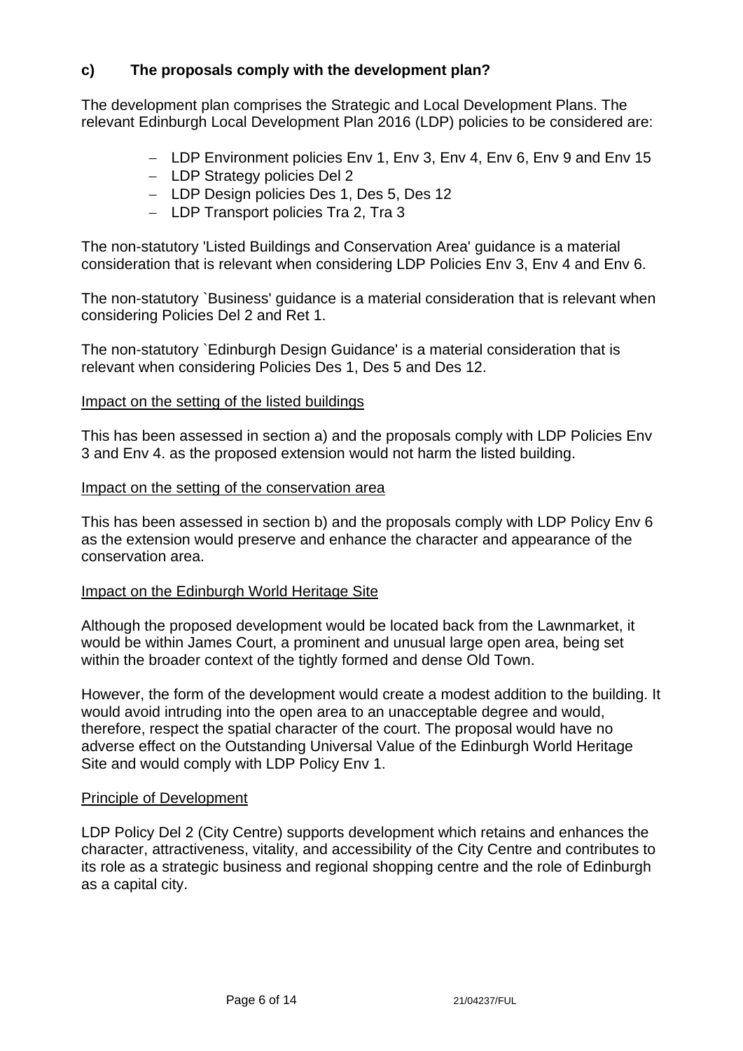### c) The proposals comply with the development plan?

The development plan comprises the Strategic and Local Development Plans. The relevant Edinburgh Local Development Plan 2016 (LDP) policies to be considered are:

- LDP Environment policies Env 1, Env 3, Env 4, Env 6, Env 9 and Env 15
- LDP Strategy policies Del 2
- LDP Design policies Des 1, Des 5, Des 12
- LDP Transport policies Tra 2, Tra 3

The non-statutory 'Listed Buildings and Conservation Area' guidance is a material consideration that is relevant when considering LDP Policies Env 3, Env 4 and Env 6.

The non-statutory `Business' guidance is a material consideration that is relevant when considering Policies Del 2 and Ret 1.

The non-statutory `Edinburgh Design Guidance' is a material consideration that is relevant when considering Policies Des 1, Des 5 and Des 12.

Impact on the setting of the listed buildings

This has been assessed in section a) and the proposals comply with LDP Policies Env 3 and Env 4. as the proposed extension would not harm the listed building.

Impact on the setting of the conservation area

This has been assessed in section b) and the proposals comply with LDP Policy Env 6 as the extension would preserve and enhance the character and appearance of the conservation area.

Impact on the Edinburgh World Heritage Site

Although the proposed development would be located back from the Lawnmarket, it would be within James Court, a prominent and unusual large open area, being set within the broader context of the tightly formed and dense Old Town.

However, the form of the development would create a modest addition to the building. It would avoid intruding into the open area to an unacceptable degree and would, therefore, respect the spatial character of the court. The proposal would have no adverse effect on the Outstanding Universal Value of the Edinburgh World Heritage Site and would comply with LDP Policy Env 1.

Principle of Development

LDP Policy Del 2 (City Centre) supports development which retains and enhances the character, attractiveness, vitality, and accessibility of the City Centre and contributes to its role as a strategic business and regional shopping centre and the role of Edinburgh as a capital city.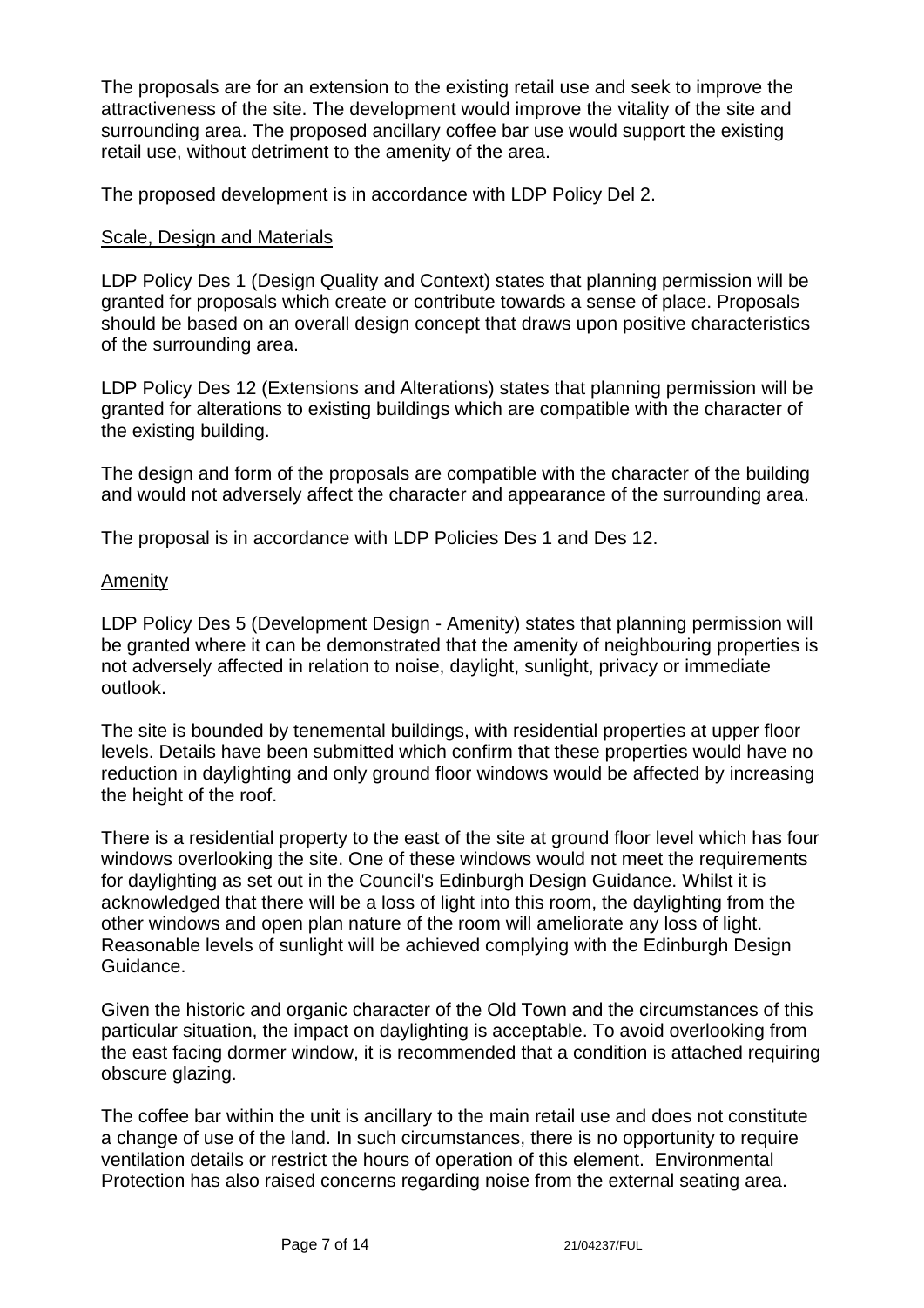The proposals are for an extension to the existing retail use and seek to improve the attractiveness of the site. The development would improve the vitality of the site and surrounding area. The proposed ancillary coffee bar use would support the existing retail use, without detriment to the amenity of the area.

The proposed development is in accordance with LDP Policy Del 2.

Scale, Design and Materials

LDP Policy Des 1 (Design Quality and Context) states that planning permission will be granted for proposals which create or contribute towards a sense of place. Proposals should be based on an overall design concept that draws upon positive characteristics of the surrounding area.

LDP Policy Des 12 (Extensions and Alterations) states that planning permission will be granted for alterations to existing buildings which are compatible with the character of the existing building.

The design and form of the proposals are compatible with the character of the building and would not adversely affect the character and appearance of the surrounding area.

The proposal is in accordance with LDP Policies Des 1 and Des 12.

Amenity

LDP Policy Des 5 (Development Design - Amenity) states that planning permission will be granted where it can be demonstrated that the amenity of neighbouring properties is not adversely affected in relation to noise, daylight, sunlight, privacy or immediate outlook.

The site is bounded by tenemental buildings, with residential properties at upper floor levels. Details have been submitted which confirm that these properties would have no reduction in daylighting and only ground floor windows would be affected by increasing the height of the roof.

There is a residential property to the east of the site at ground floor level which has four windows overlooking the site. One of these windows would not meet the requirements for daylighting as set out in the Council's Edinburgh Design Guidance. Whilst it is acknowledged that there will be a loss of light into this room, the daylighting from the other windows and open plan nature of the room will ameliorate any loss of light. Reasonable levels of sunlight will be achieved complying with the Edinburgh Design Guidance.

Given the historic and organic character of the Old Town and the circumstances of this particular situation, the impact on daylighting is acceptable. To avoid overlooking from the east facing dormer window, it is recommended that a condition is attached requiring obscure glazing.

The coffee bar within the unit is ancillary to the main retail use and does not constitute a change of use of the land. In such circumstances, there is no opportunity to require ventilation details or restrict the hours of operation of this element. Environmental Protection has also raised concerns regarding noise from the external seating area.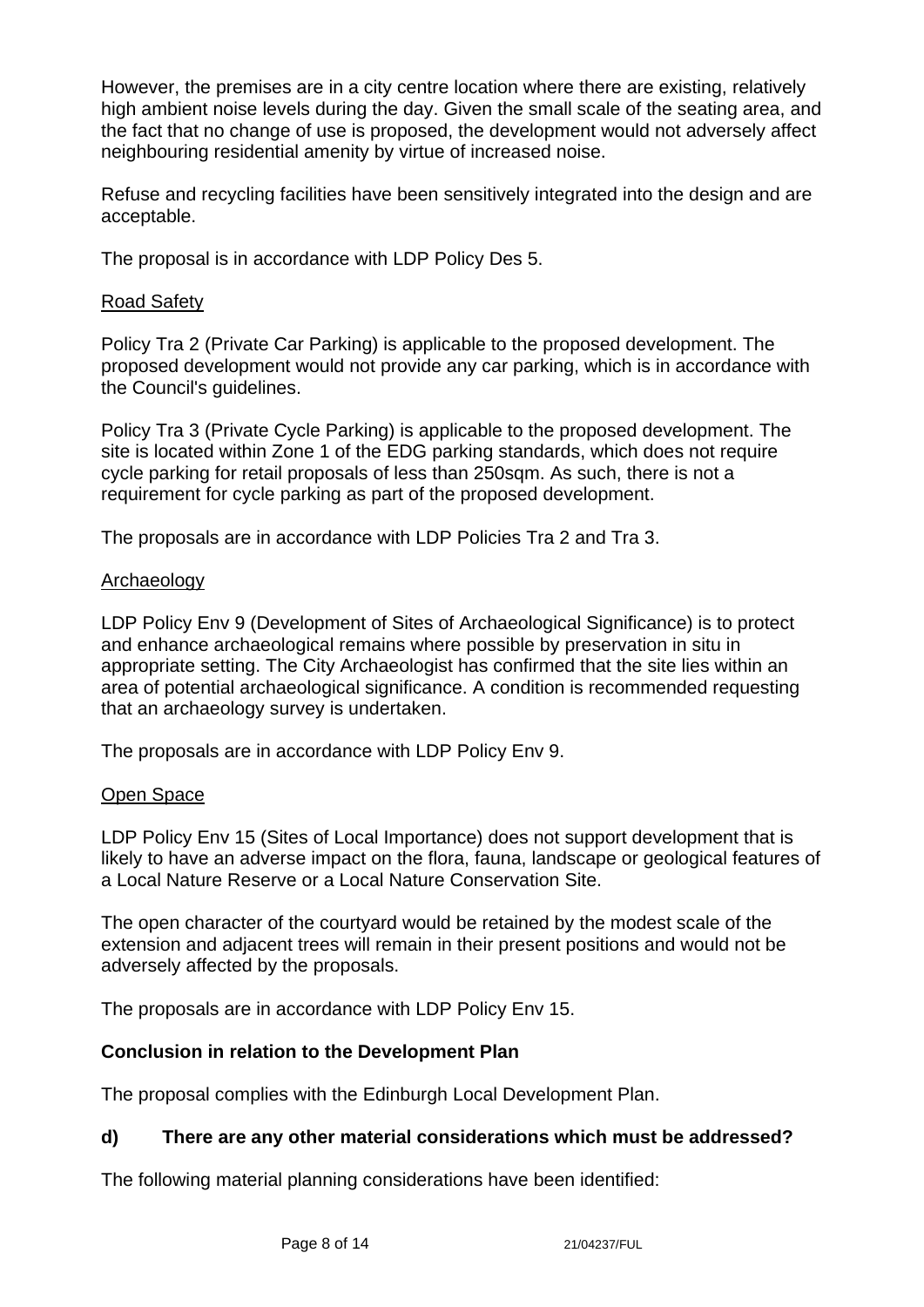However, the premises are in a city centre location where there are existing, relatively high ambient noise levels during the day. Given the small scale of the seating area, and the fact that no change of use is proposed, the development would not adversely affect neighbouring residential amenity by virtue of increased noise.

Refuse and recycling facilities have been sensitively integrated into the design and are acceptable.

The proposal is in accordance with LDP Policy Des 5.

<u>Road Safety</u>

Policy Tra 2 (Private Car Parking) is applicable to the proposed development. The proposed development would not provide any car parking, which is in accordance with the Council's guidelines.

Policy Tra 3 (Private Cycle Parking) is applicable to the proposed development. The site is located within Zone 1 of the EDG parking standards, which does not require cycle parking for retail proposals of less than 250sqm. As such, there is not a requirement for cycle parking as part of the proposed development.

The proposals are in accordance with LDP Policies Tra 2 and Tra 3.

<u>Archaeology</u>

LDP Policy Env 9 (Development of Sites of Archaeological Significance) is to protect and enhance archaeological remains where possible by preservation in situ in appropriate setting. The City Archaeologist has confirmed that the site lies within an area of potential archaeological significance. A condition is recommended requesting that an archaeology survey is undertaken.

The proposals are in accordance with LDP Policy Env 9.

<u>Open Space</u>

LDP Policy Env 15 (Sites of Local Importance) does not support development that is likely to have an adverse impact on the flora, fauna, landscape or geological features of a Local Nature Reserve or a Local Nature Conservation Site.

The open character of the courtyard would be retained by the modest scale of the extension and adjacent trees will remain in their present positions and would not be adversely affected by the proposals.

The proposals are in accordance with LDP Policy Env 15.

**Conclusion in relation to the Development Plan**

The proposal complies with the Edinburgh Local Development Plan.

**d) There are any other material considerations which must be addressed?**

The following material planning considerations have been identified: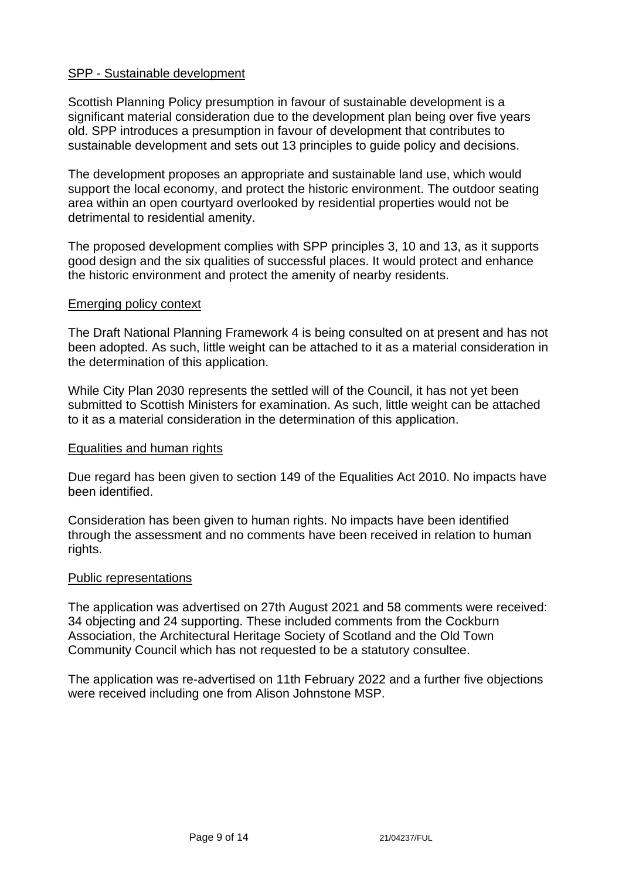SPP - Sustainable development

Scottish Planning Policy presumption in favour of sustainable development is a significant material consideration due to the development plan being over five years old. SPP introduces a presumption in favour of development that contributes to sustainable development and sets out 13 principles to guide policy and decisions.

The development proposes an appropriate and sustainable land use, which would support the local economy, and protect the historic environment. The outdoor seating area within an open courtyard overlooked by residential properties would not be detrimental to residential amenity.

The proposed development complies with SPP principles 3, 10 and 13, as it supports good design and the six qualities of successful places. It would protect and enhance the historic environment and protect the amenity of nearby residents.

Emerging policy context

The Draft National Planning Framework 4 is being consulted on at present and has not been adopted. As such, little weight can be attached to it as a material consideration in the determination of this application.

While City Plan 2030 represents the settled will of the Council, it has not yet been submitted to Scottish Ministers for examination. As such, little weight can be attached to it as a material consideration in the determination of this application.

Equalities and human rights

Due regard has been given to section 149 of the Equalities Act 2010. No impacts have been identified.

Consideration has been given to human rights. No impacts have been identified through the assessment and no comments have been received in relation to human rights.

Public representations

The application was advertised on 27th August 2021 and 58 comments were received: 34 objecting and 24 supporting. These included comments from the Cockburn Association, the Architectural Heritage Society of Scotland and the Old Town Community Council which has not requested to be a statutory consultee.

The application was re-advertised on 11th February 2022 and a further five objections were received including one from Alison Johnstone MSP.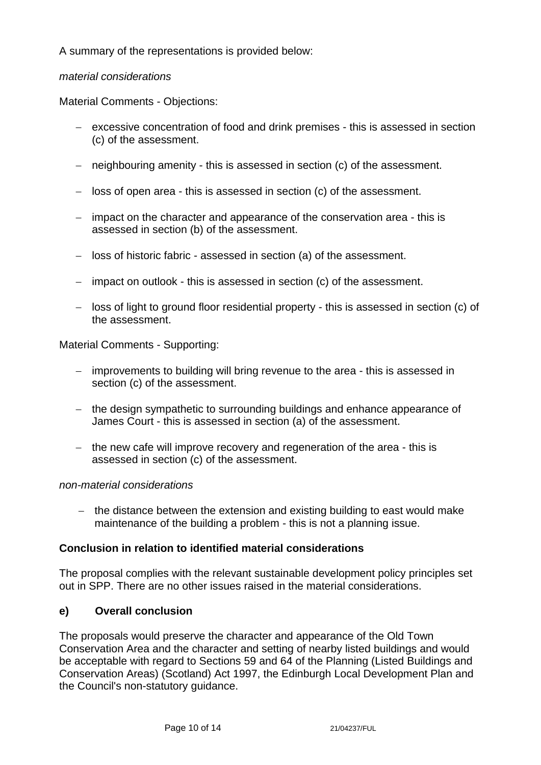A summary of the representations is provided below:

*material considerations*

Material Comments - Objections:

- excessive concentration of food and drink premises - this is assessed in section (c) of the assessment.
- neighbouring amenity - this is assessed in section (c) of the assessment.
- loss of open area - this is assessed in section (c) of the assessment.
- impact on the character and appearance of the conservation area - this is assessed in section (b) of the assessment.
- loss of historic fabric - assessed in section (a) of the assessment.
- impact on outlook - this is assessed in section (c) of the assessment.
- loss of light to ground floor residential property - this is assessed in section (c) of the assessment.

Material Comments - Supporting:

- improvements to building will bring revenue to the area - this is assessed in section (c) of the assessment.
- the design sympathetic to surrounding buildings and enhance appearance of James Court - this is assessed in section (a) of the assessment.
- the new cafe will improve recovery and regeneration of the area - this is assessed in section (c) of the assessment.

*non-material considerations*

- the distance between the extension and existing building to east would make maintenance of the building a problem - this is not a planning issue.

**Conclusion in relation to identified material considerations**

The proposal complies with the relevant sustainable development policy principles set out in SPP. There are no other issues raised in the material considerations.

**e) Overall conclusion**

The proposals would preserve the character and appearance of the Old Town Conservation Area and the character and setting of nearby listed buildings and would be acceptable with regard to Sections 59 and 64 of the Planning (Listed Buildings and Conservation Areas) (Scotland) Act 1997, the Edinburgh Local Development Plan and the Council's non-statutory guidance.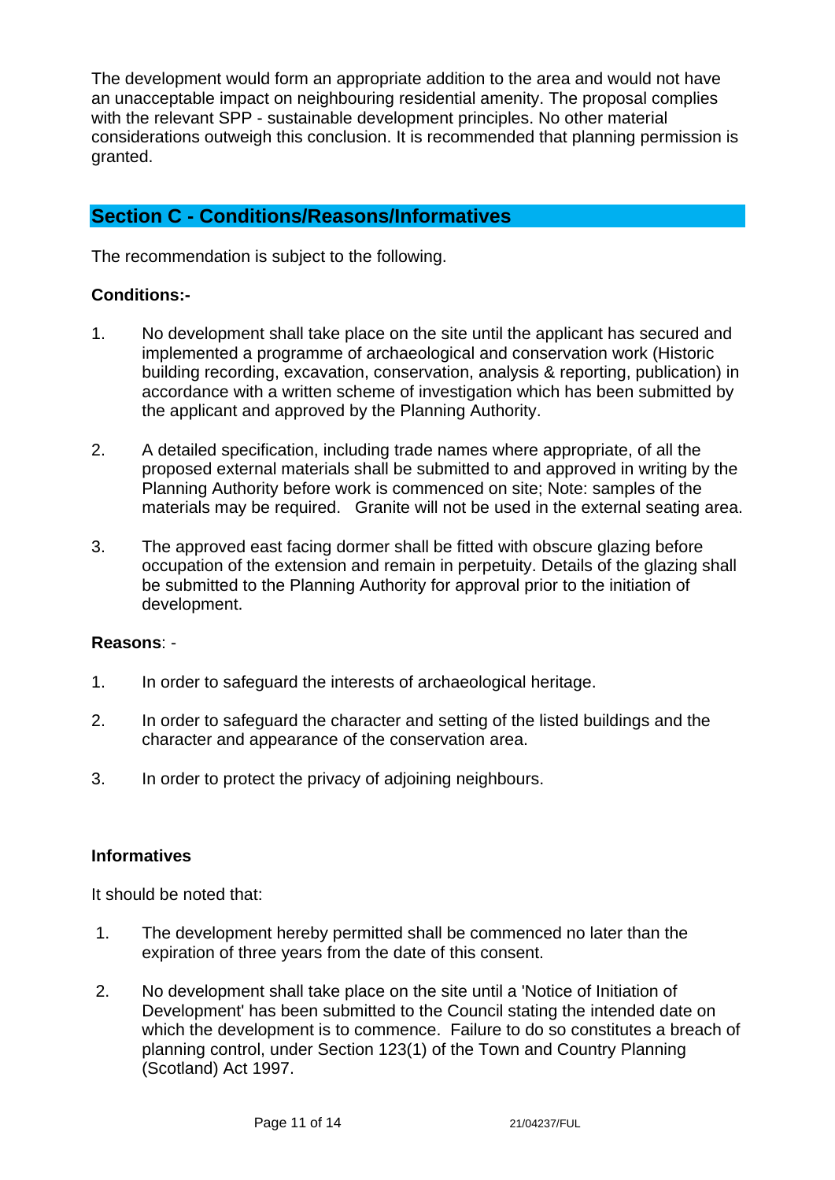The development would form an appropriate addition to the area and would not have an unacceptable impact on neighbouring residential amenity. The proposal complies with the relevant SPP - sustainable development principles. No other material considerations outweigh this conclusion. It is recommended that planning permission is granted.

## Section C - Conditions/Reasons/Informatives

The recommendation is subject to the following.

**Conditions:-**

1. No development shall take place on the site until the applicant has secured and implemented a programme of archaeological and conservation work (Historic building recording, excavation, conservation, analysis & reporting, publication) in accordance with a written scheme of investigation which has been submitted by the applicant and approved by the Planning Authority.

2. A detailed specification, including trade names where appropriate, of all the proposed external materials shall be submitted to and approved in writing by the Planning Authority before work is commenced on site; Note: samples of the materials may be required. Granite will not be used in the external seating area.

3. The approved east facing dormer shall be fitted with obscure glazing before occupation of the extension and remain in perpetuity. Details of the glazing shall be submitted to the Planning Authority for approval prior to the initiation of development.

**Reasons**: -

1. In order to safeguard the interests of archaeological heritage.

2. In order to safeguard the character and setting of the listed buildings and the character and appearance of the conservation area.

3. In order to protect the privacy of adjoining neighbours.

**Informatives**

It should be noted that:

1. The development hereby permitted shall be commenced no later than the expiration of three years from the date of this consent.

2. No development shall take place on the site until a 'Notice of Initiation of Development' has been submitted to the Council stating the intended date on which the development is to commence. Failure to do so constitutes a breach of planning control, under Section 123(1) of the Town and Country Planning (Scotland) Act 1997.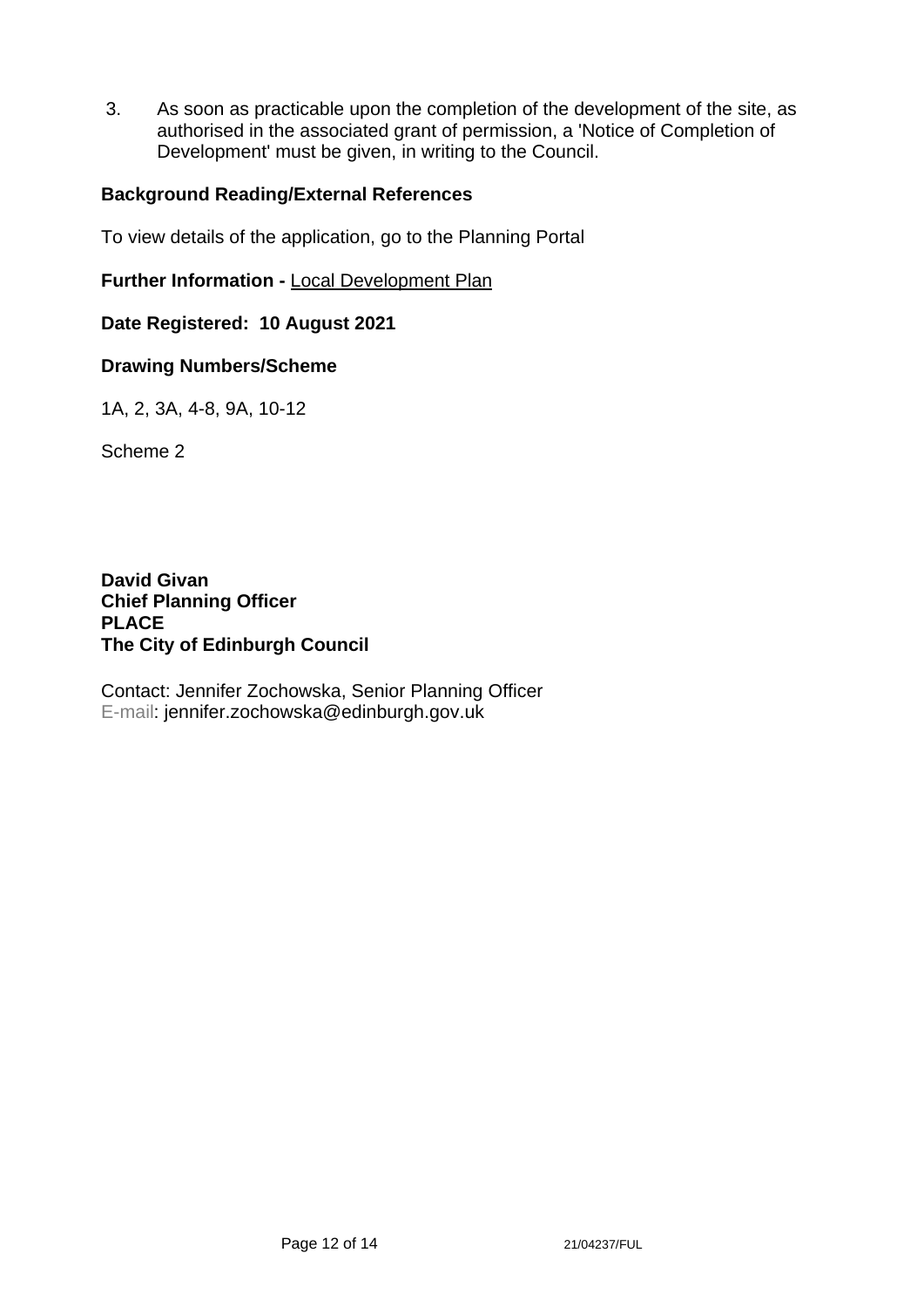3. As soon as practicable upon the completion of the development of the site, as authorised in the associated grant of permission, a 'Notice of Completion of Development' must be given, in writing to the Council.

**Background Reading/External References**

To view details of the application, go to the Planning Portal

**Further Information -** Local Development Plan

**Date Registered: 10 August 2021**

**Drawing Numbers/Scheme**

1A, 2, 3A, 4-8, 9A, 10-12

Scheme 2

**David Givan**
**Chief Planning Officer**
**PLACE**
**The City of Edinburgh Council**

Contact: Jennifer Zochowska, Senior Planning Officer
E-mail: jennifer.zochowska@edinburgh.gov.uk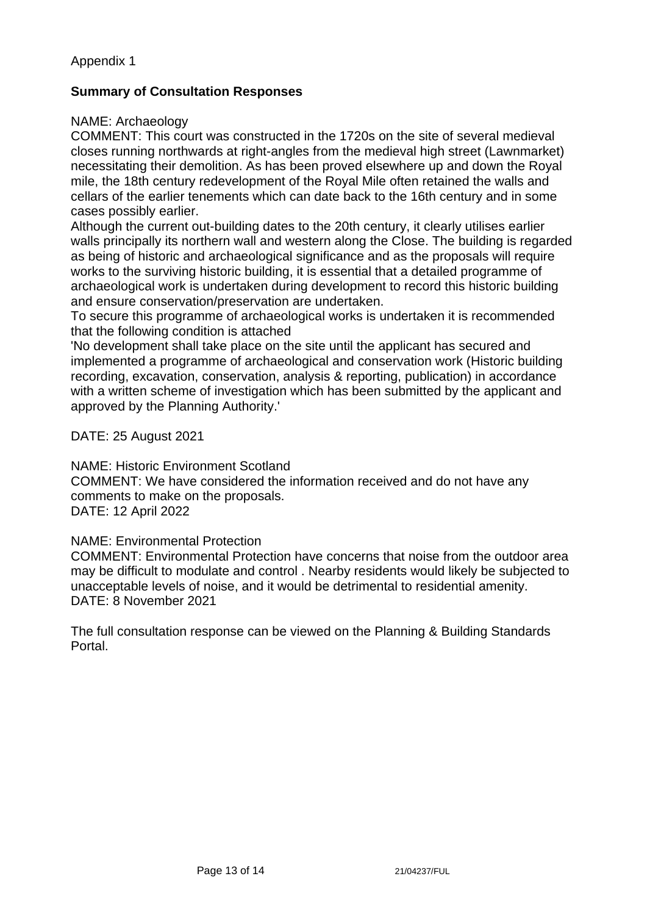Appendix 1

**Summary of Consultation Responses**

NAME: Archaeology
COMMENT: This court was constructed in the 1720s on the site of several medieval closes running northwards at right-angles from the medieval high street (Lawnmarket) necessitating their demolition. As has been proved elsewhere up and down the Royal mile, the 18th century redevelopment of the Royal Mile often retained the walls and cellars of the earlier tenements which can date back to the 16th century and in some cases possibly earlier.
Although the current out-building dates to the 20th century, it clearly utilises earlier walls principally its northern wall and western along the Close. The building is regarded as being of historic and archaeological significance and as the proposals will require works to the surviving historic building, it is essential that a detailed programme of archaeological work is undertaken during development to record this historic building and ensure conservation/preservation are undertaken.
To secure this programme of archaeological works is undertaken it is recommended that the following condition is attached
'No development shall take place on the site until the applicant has secured and implemented a programme of archaeological and conservation work (Historic building recording, excavation, conservation, analysis & reporting, publication) in accordance with a written scheme of investigation which has been submitted by the applicant and approved by the Planning Authority.'

DATE: 25 August 2021

NAME: Historic Environment Scotland
COMMENT: We have considered the information received and do not have any comments to make on the proposals.
DATE: 12 April 2022

NAME: Environmental Protection
COMMENT: Environmental Protection have concerns that noise from the outdoor area may be difficult to modulate and control . Nearby residents would likely be subjected to unacceptable levels of noise, and it would be detrimental to residential amenity.
DATE: 8 November 2021

The full consultation response can be viewed on the Planning & Building Standards Portal.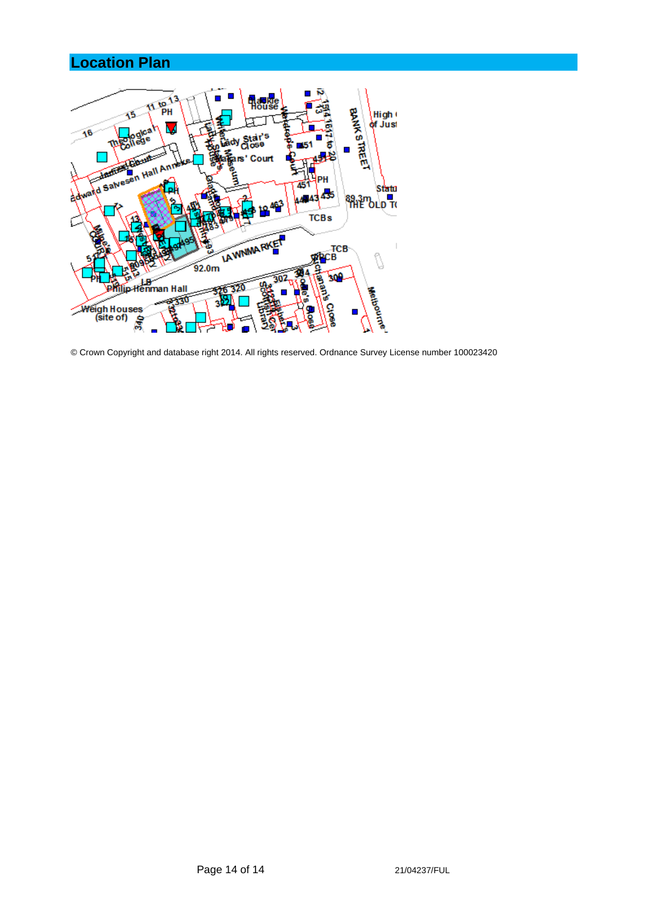## Location Plan

© Crown Copyright and database right 2014. All rights reserved. Ordnance Survey License number 100023420